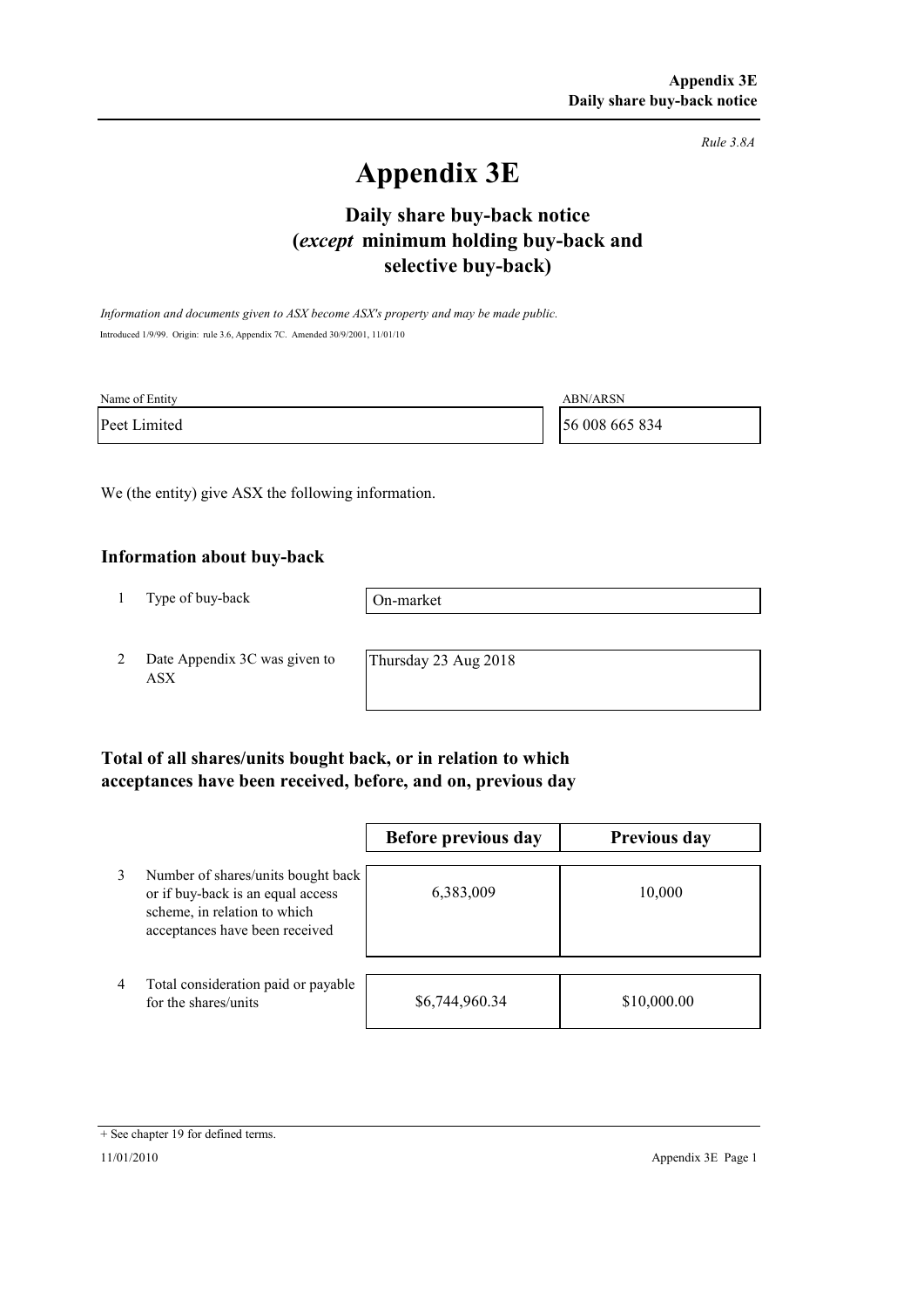*Rule 3.8A*

# Appendix 3E

## Daily share buy-back notice (*except* minimum holding buy-back and selective buy-back)

*Information and documents given to ASX become ASX's property and may be made public.*

Introduced 1/9/99. Origin: rule 3.6, Appendix 7C. Amended 30/9/2001, 11/01/10

| Name of Entity | ABN/ARSN |
|---|---|
| Peet Limited | 56 008 665 834 |

We (the entity) give ASX the following information.

### Information about buy-back

| | | |
|---|---|---|
| 1 | Type of buy-back | On-market |
| 2 | Date Appendix 3C was given to ASX | Thursday 23 Aug 2018 |

### Total of all shares/units bought back, or in relation to which acceptances have been received, before, and on, previous day

| | | Before previous day | Previous day |
|---|---|---|---|
| 3 | Number of shares/units bought back or if buy-back is an equal access scheme, in relation to which acceptances have been received | 6,383,009 | 10,000 |
| 4 | Total consideration paid or payable for the shares/units | $6,744,960.34 | $10,000.00 |

+ See chapter 19 for defined terms.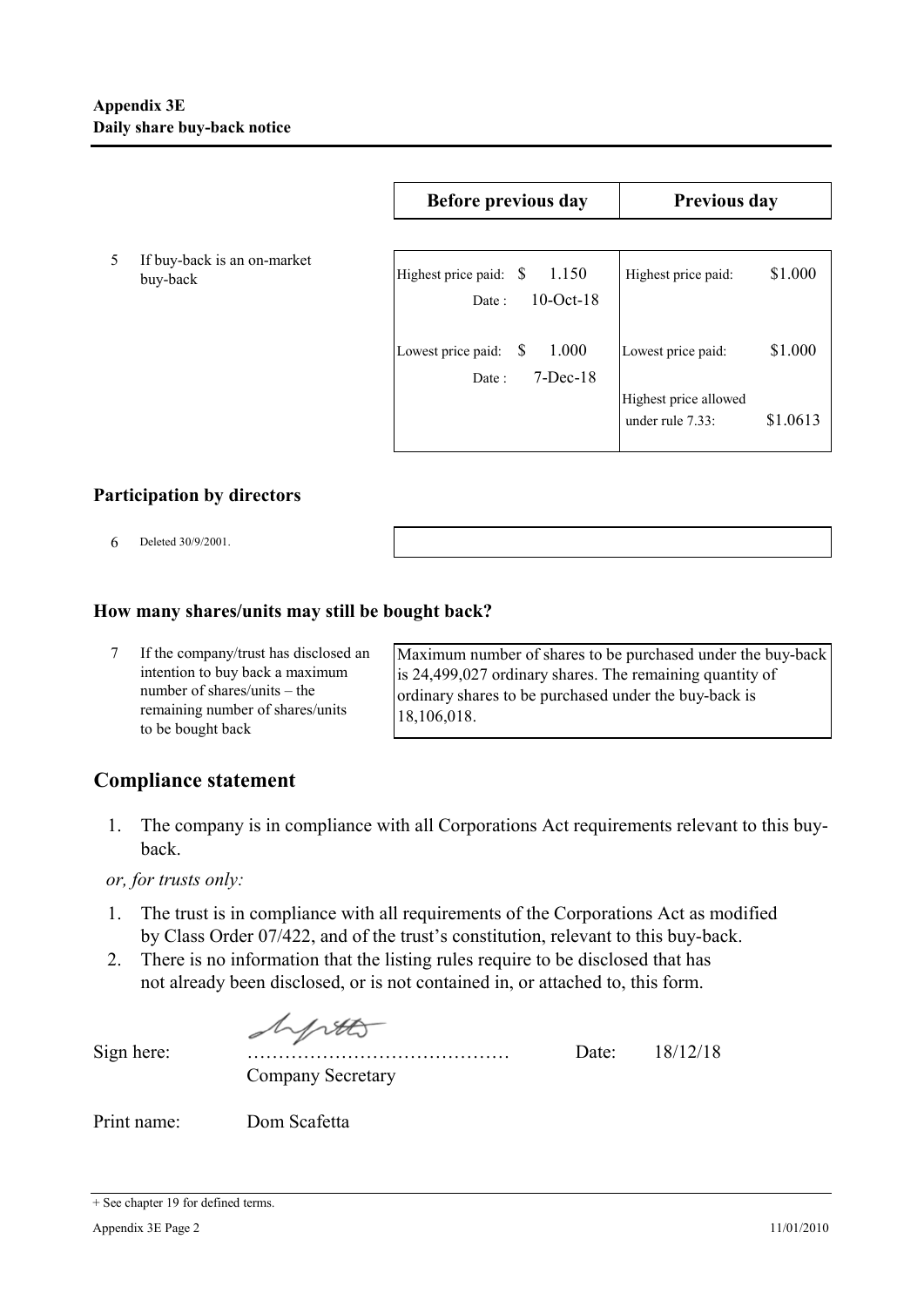**Appendix 3E**
**Daily share buy-back notice**

| | Before previous day | Previous day |
|---|---|---|
| 5 If buy-back is an on-market buy-back | Highest price paid: $ 1.150<br>Date : 10-Oct-18<br><br>Lowest price paid: $ 1.000<br>Date : 7-Dec-18 | Highest price paid: $1.000<br><br>Lowest price paid: $1.000<br><br>Highest price allowed under rule 7.33: $1.0613 |

## Participation by directors

| | |
|---|---|
| 6 Deleted 30/9/2001. | |

## How many shares/units may still be bought back?

| | |
|---|---|
| 7 If the company/trust has disclosed an intention to buy back a maximum number of shares/units – the remaining number of shares/units to be bought back | Maximum number of shares to be purchased under the buy-back is 24,499,027 ordinary shares. The remaining quantity of ordinary shares to be purchased under the buy-back is 18,106,018. |

## Compliance statement

1. The company is in compliance with all Corporations Act requirements relevant to this buy-back.

*or, for trusts only:*

1. The trust is in compliance with all requirements of the Corporations Act as modified by Class Order 07/422, and of the trust's constitution, relevant to this buy-back.
2. There is no information that the listing rules require to be disclosed that has not already been disclosed, or is not contained in, or attached to, this form.

Sign here: …………………………………… Date: 18/12/18
Company Secretary

Print name: Dom Scafetta

+ See chapter 19 for defined terms.